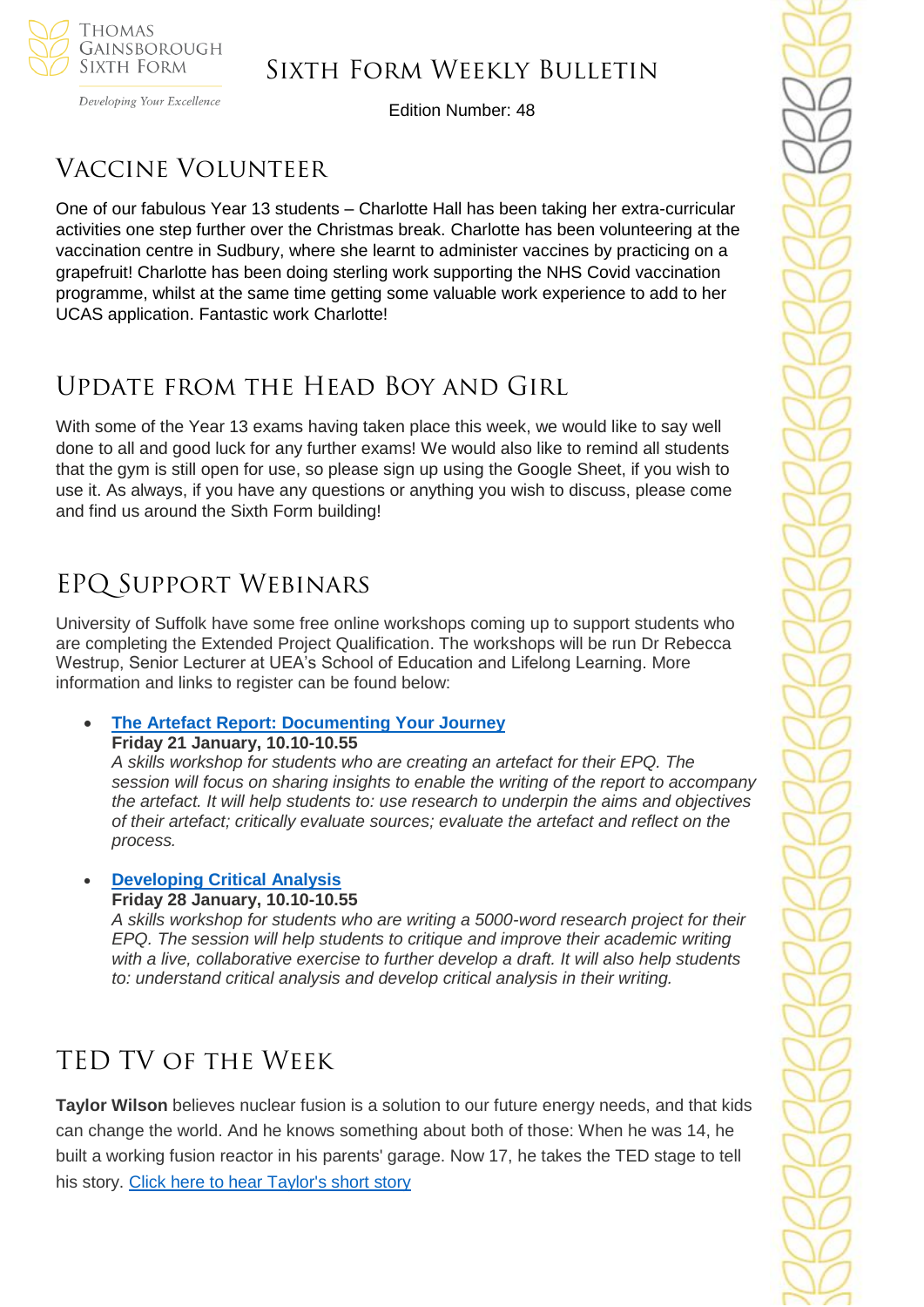# Sixth Form Weekly Bulletin

Edition Number: 48

## Vaccine Volunteer

One of our fabulous Year 13 students – Charlotte Hall has been taking her extra-curricular activities one step further over the Christmas break. Charlotte has been volunteering at the vaccination centre in Sudbury, where she learnt to administer vaccines by practicing on a grapefruit! Charlotte has been doing sterling work supporting the NHS Covid vaccination programme, whilst at the same time getting some valuable work experience to add to her UCAS application. Fantastic work Charlotte!

## Update from the Head Boy and Girl

With some of the Year 13 exams having taken place this week, we would like to say well done to all and good luck for any further exams! We would also like to remind all students that the gym is still open for use, so please sign up using the Google Sheet, if you wish to use it. As always, if you have any questions or anything you wish to discuss, please come and find us around the Sixth Form building!

## EPQ Support Webinars

University of Suffolk have some free online workshops coming up to support students who are completing the Extended Project Qualification. The workshops will be run Dr Rebecca Westrup, Senior Lecturer at UEA's School of Education and Lifelong Learning. More information and links to register can be found below:

- **The Artefact Report: Documenting Your Journey**
  **Friday 21 January, 10.10-10.55**
  *A skills workshop for students who are creating an artefact for their EPQ. The session will focus on sharing insights to enable the writing of the report to accompany the artefact. It will help students to: use research to underpin the aims and objectives of their artefact; critically evaluate sources; evaluate the artefact and reflect on the process.*

- **Developing Critical Analysis**
  **Friday 28 January, 10.10-10.55**
  *A skills workshop for students who are writing a 5000-word research project for their EPQ. The session will help students to critique and improve their academic writing with a live, collaborative exercise to further develop a draft. It will also help students to: understand critical analysis and develop critical analysis in their writing.*

## TED TV of the Week

**Taylor Wilson** believes nuclear fusion is a solution to our future energy needs, and that kids can change the world. And he knows something about both of those: When he was 14, he built a working fusion reactor in his parents' garage. Now 17, he takes the TED stage to tell his story. Click here to hear Taylor's short story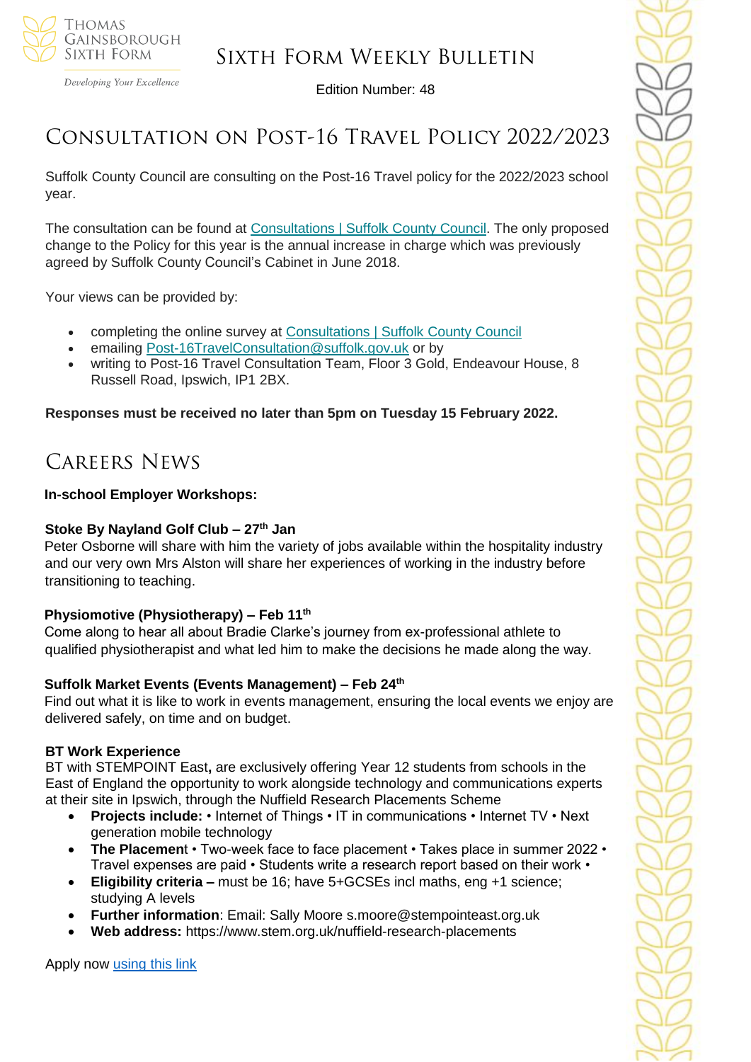# Consultation on Post-16 Travel Policy 2022/2023

Suffolk County Council are consulting on the Post-16 Travel policy for the 2022/2023 school year.

The consultation can be found at Consultations | Suffolk County Council. The only proposed change to the Policy for this year is the annual increase in charge which was previously agreed by Suffolk County Council's Cabinet in June 2018.

Your views can be provided by:

- completing the online survey at Consultations | Suffolk County Council
- emailing Post-16TravelConsultation@suffolk.gov.uk or by
- writing to Post-16 Travel Consultation Team, Floor 3 Gold, Endeavour House, 8 Russell Road, Ipswich, IP1 2BX.

**Responses must be received no later than 5pm on Tuesday 15 February 2022.**

# Careers News

**In-school Employer Workshops:**

**Stoke By Nayland Golf Club – 27th Jan**
Peter Osborne will share with him the variety of jobs available within the hospitality industry and our very own Mrs Alston will share her experiences of working in the industry before transitioning to teaching.

**Physiomotive (Physiotherapy) – Feb 11th**
Come along to hear all about Bradie Clarke's journey from ex-professional athlete to qualified physiotherapist and what led him to make the decisions he made along the way.

**Suffolk Market Events (Events Management) – Feb 24th**
Find out what it is like to work in events management, ensuring the local events we enjoy are delivered safely, on time and on budget.

**BT Work Experience**
BT with STEMPOINT East**,** are exclusively offering Year 12 students from schools in the East of England the opportunity to work alongside technology and communications experts at their site in Ipswich, through the Nuffield Research Placements Scheme

- **Projects include:** • Internet of Things • IT in communications • Internet TV • Next generation mobile technology
- **The Placemen**t • Two-week face to face placement • Takes place in summer 2022 • Travel expenses are paid • Students write a research report based on their work •
- **Eligibility criteria –** must be 16; have 5+GCSEs incl maths, eng +1 science; studying A levels
- **Further information**: Email: Sally Moore s.moore@stempointeast.org.uk
- **Web address:** https://www.stem.org.uk/nuffield-research-placements

Apply now using this link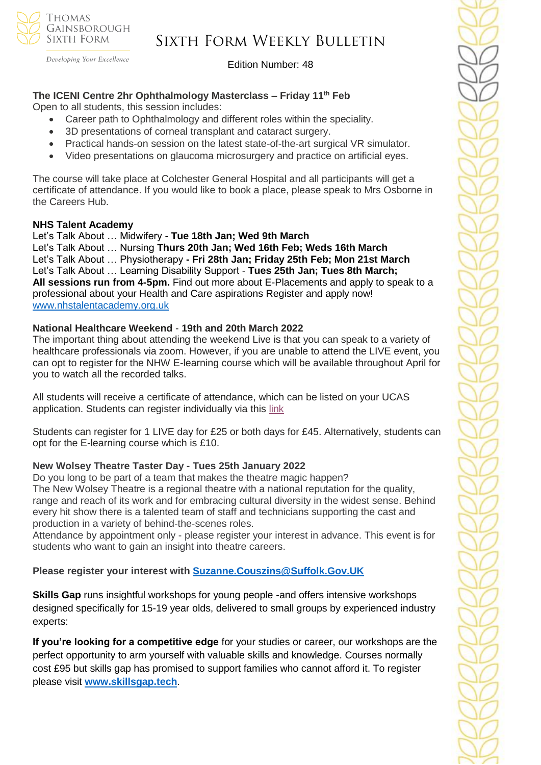**The ICENI Centre 2hr Ophthalmology Masterclass – Friday 11th Feb**

Open to all students, this session includes:

- Career path to Ophthalmology and different roles within the speciality.
- 3D presentations of corneal transplant and cataract surgery.
- Practical hands-on session on the latest state-of-the-art surgical VR simulator.
- Video presentations on glaucoma microsurgery and practice on artificial eyes.

The course will take place at Colchester General Hospital and all participants will get a certificate of attendance. If you would like to book a place, please speak to Mrs Osborne in the Careers Hub.

**NHS Talent Academy**

Let's Talk About … Midwifery - **Tue 18th Jan; Wed 9th March**
Let's Talk About … Nursing **Thurs 20th Jan; Wed 16th Feb; Weds 16th March**
Let's Talk About … Physiotherapy **- Fri 28th Jan; Friday 25th Feb; Mon 21st March**
Let's Talk About … Learning Disability Support - **Tues 25th Jan; Tues 8th March;**
**All sessions run from 4-5pm.** Find out more about E-Placements and apply to speak to a professional about your Health and Care aspirations Register and apply now!
www.nhstalentacademy.org.uk

**National Healthcare Weekend** - **19th and 20th March 2022**

The important thing about attending the weekend Live is that you can speak to a variety of healthcare professionals via zoom. However, if you are unable to attend the LIVE event, you can opt to register for the NHW E-learning course which will be available throughout April for you to watch all the recorded talks.

All students will receive a certificate of attendance, which can be listed on your UCAS application. Students can register individually via this link

Students can register for 1 LIVE day for £25 or both days for £45. Alternatively, students can opt for the E-learning course which is £10.

**New Wolsey Theatre Taster Day - Tues 25th January 2022**

Do you long to be part of a team that makes the theatre magic happen?
The New Wolsey Theatre is a regional theatre with a national reputation for the quality, range and reach of its work and for embracing cultural diversity in the widest sense. Behind every hit show there is a talented team of staff and technicians supporting the cast and production in a variety of behind-the-scenes roles.
Attendance by appointment only - please register your interest in advance. This event is for students who want to gain an insight into theatre careers.

**Please register your interest with Suzanne.Couszins@Suffolk.Gov.UK**

**Skills Gap** runs insightful workshops for young people -and offers intensive workshops designed specifically for 15-19 year olds, delivered to small groups by experienced industry experts:

**If you're looking for a competitive edge** for your studies or career, our workshops are the perfect opportunity to arm yourself with valuable skills and knowledge. Courses normally cost £95 but skills gap has promised to support families who cannot afford it. To register please visit **www.skillsgap.tech**.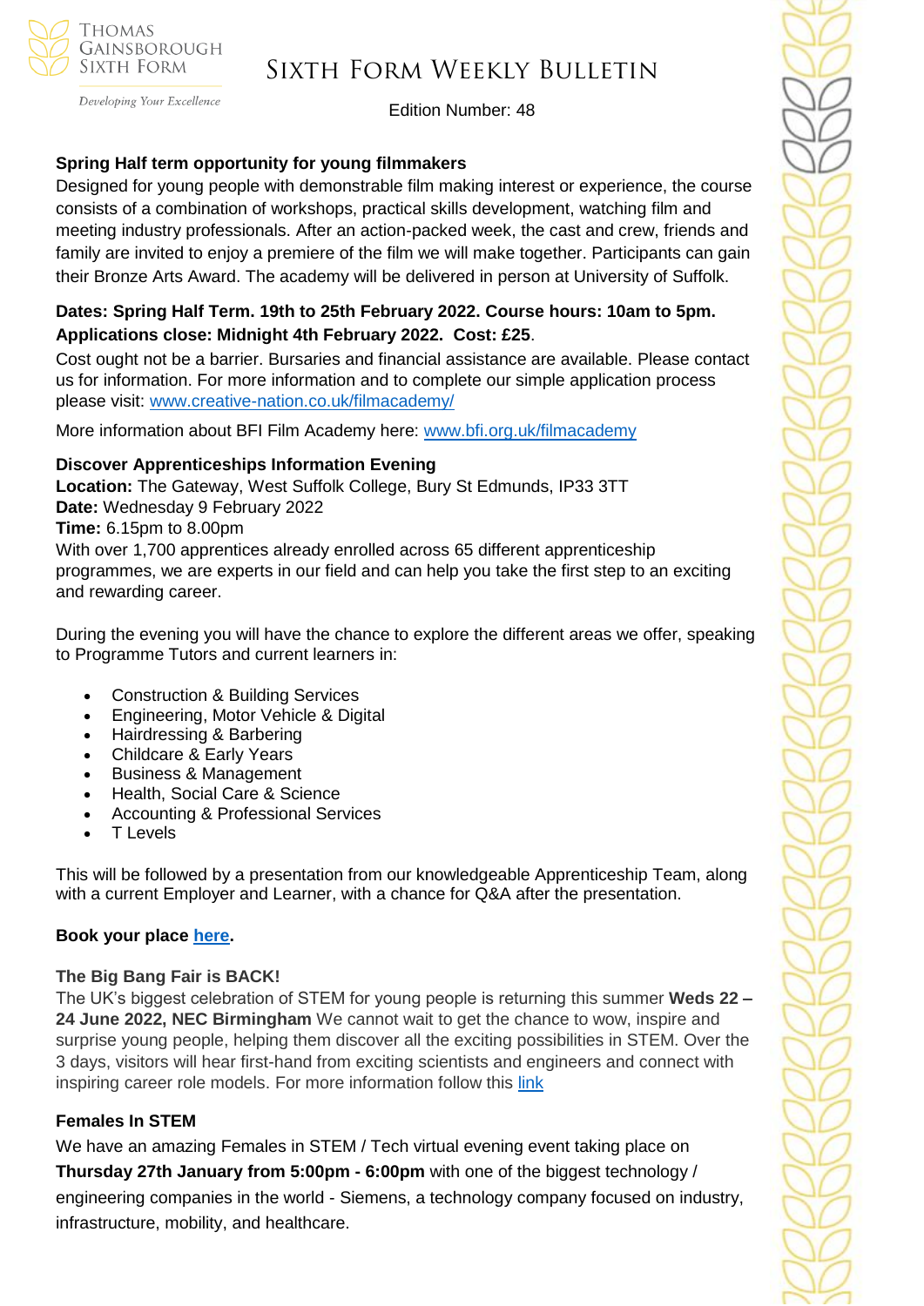Edition Number: 48

### Spring Half term opportunity for young filmmakers

Designed for young people with demonstrable film making interest or experience, the course consists of a combination of workshops, practical skills development, watching film and meeting industry professionals. After an action-packed week, the cast and crew, friends and family are invited to enjoy a premiere of the film we will make together. Participants can gain their Bronze Arts Award. The academy will be delivered in person at University of Suffolk.

**Dates: Spring Half Term. 19th to 25th February 2022. Course hours: 10am to 5pm. Applications close: Midnight 4th February 2022. Cost: £25**.

Cost ought not be a barrier. Bursaries and financial assistance are available. Please contact us for information. For more information and to complete our simple application process please visit: www.creative-nation.co.uk/filmacademy/

More information about BFI Film Academy here: www.bfi.org.uk/filmacademy

### Discover Apprenticeships Information Evening

**Location:** The Gateway, West Suffolk College, Bury St Edmunds, IP33 3TT
**Date:** Wednesday 9 February 2022
**Time:** 6.15pm to 8.00pm

With over 1,700 apprentices already enrolled across 65 different apprenticeship programmes, we are experts in our field and can help you take the first step to an exciting and rewarding career.

During the evening you will have the chance to explore the different areas we offer, speaking to Programme Tutors and current learners in:

- Construction & Building Services
- Engineering, Motor Vehicle & Digital
- Hairdressing & Barbering
- Childcare & Early Years
- Business & Management
- Health, Social Care & Science
- Accounting & Professional Services
- T Levels

This will be followed by a presentation from our knowledgeable Apprenticeship Team, along with a current Employer and Learner, with a chance for Q&A after the presentation.

**Book your place here.**

### The Big Bang Fair is BACK!

The UK's biggest celebration of STEM for young people is returning this summer **Weds 22 – 24 June 2022, NEC Birmingham** We cannot wait to get the chance to wow, inspire and surprise young people, helping them discover all the exciting possibilities in STEM. Over the 3 days, visitors will hear first-hand from exciting scientists and engineers and connect with inspiring career role models. For more information follow this link

### Females In STEM

We have an amazing Females in STEM / Tech virtual evening event taking place on **Thursday 27th January from 5:00pm - 6:00pm** with one of the biggest technology / engineering companies in the world - Siemens, a technology company focused on industry, infrastructure, mobility, and healthcare.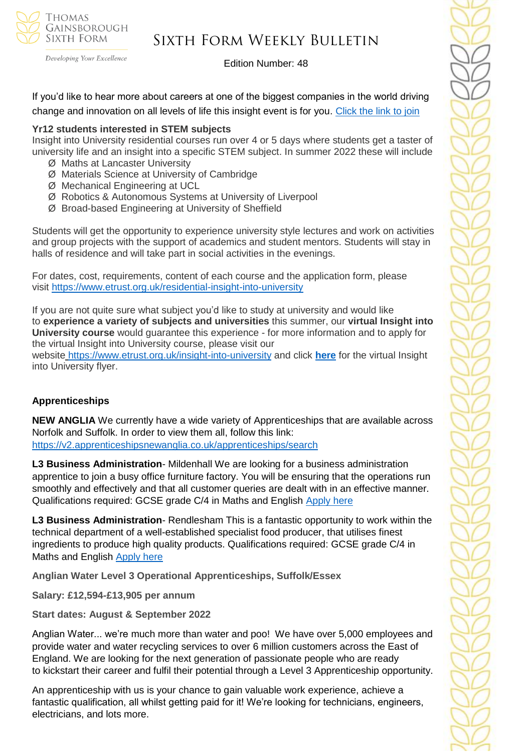If you'd like to hear more about careers at one of the biggest companies in the world driving change and innovation on all levels of life this insight event is for you. Click the link to join

**Yr12 students interested in STEM subjects**

Insight into University residential courses run over 4 or 5 days where students get a taster of university life and an insight into a specific STEM subject. In summer 2022 these will include

- Maths at Lancaster University
- Materials Science at University of Cambridge
- Mechanical Engineering at UCL
- Robotics & Autonomous Systems at University of Liverpool
- Broad-based Engineering at University of Sheffield

Students will get the opportunity to experience university style lectures and work on activities and group projects with the support of academics and student mentors. Students will stay in halls of residence and will take part in social activities in the evenings.

For dates, cost, requirements, content of each course and the application form, please visit https://www.etrust.org.uk/residential-insight-into-university

If you are not quite sure what subject you'd like to study at university and would like to **experience a variety of subjects and universities** this summer, our **virtual Insight into University course** would guarantee this experience - for more information and to apply for the virtual Insight into University course, please visit our website https://www.etrust.org.uk/insight-into-university and click **here** for the virtual Insight into University flyer.

**Apprenticeships**

**NEW ANGLIA** We currently have a wide variety of Apprenticeships that are available across Norfolk and Suffolk. In order to view them all, follow this link: https://v2.apprenticeshipsnewanglia.co.uk/apprenticeships/search

**L3 Business Administration**- Mildenhall We are looking for a business administration apprentice to join a busy office furniture factory. You will be ensuring that the operations run smoothly and effectively and that all customer queries are dealt with in an effective manner. Qualifications required: GCSE grade C/4 in Maths and English Apply here

**L3 Business Administration**- Rendlesham This is a fantastic opportunity to work within the technical department of a well-established specialist food producer, that utilises finest ingredients to produce high quality products. Qualifications required: GCSE grade C/4 in Maths and English Apply here

**Anglian Water Level 3 Operational Apprenticeships, Suffolk/Essex**

**Salary: £12,594-£13,905 per annum**

**Start dates: August & September 2022**

Anglian Water... we're much more than water and poo! We have over 5,000 employees and provide water and water recycling services to over 6 million customers across the East of England. We are looking for the next generation of passionate people who are ready to kickstart their career and fulfil their potential through a Level 3 Apprenticeship opportunity.

An apprenticeship with us is your chance to gain valuable work experience, achieve a fantastic qualification, all whilst getting paid for it! We're looking for technicians, engineers, electricians, and lots more.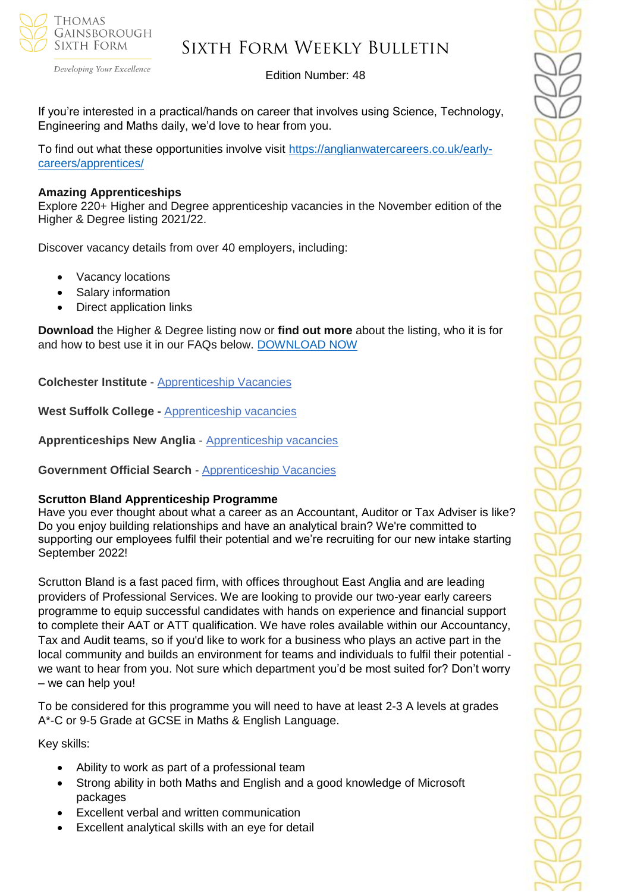If you're interested in a practical/hands on career that involves using Science, Technology, Engineering and Maths daily, we'd love to hear from you.

To find out what these opportunities involve visit [https://anglianwatercareers.co.uk/early-careers/apprentices/](https://anglianwatercareers.co.uk/early-careers/apprentices/)

**Amazing Apprenticeships**
Explore 220+ Higher and Degree apprenticeship vacancies in the November edition of the Higher & Degree listing 2021/22.

Discover vacancy details from over 40 employers, including:

- Vacancy locations
- Salary information
- Direct application links

**Download** the Higher & Degree listing now or **find out more** about the listing, who it is for and how to best use it in our FAQs below. DOWNLOAD NOW

**Colchester Institute** - Apprenticeship Vacancies

**West Suffolk College -** Apprenticeship vacancies

**Apprenticeships New Anglia** - Apprenticeship vacancies

**Government Official Search** - Apprenticeship Vacancies

**Scrutton Bland Apprenticeship Programme**
Have you ever thought about what a career as an Accountant, Auditor or Tax Adviser is like? Do you enjoy building relationships and have an analytical brain? We're committed to supporting our employees fulfil their potential and we're recruiting for our new intake starting September 2022!

Scrutton Bland is a fast paced firm, with offices throughout East Anglia and are leading providers of Professional Services. We are looking to provide our two-year early careers programme to equip successful candidates with hands on experience and financial support to complete their AAT or ATT qualification. We have roles available within our Accountancy, Tax and Audit teams, so if you'd like to work for a business who plays an active part in the local community and builds an environment for teams and individuals to fulfil their potential - we want to hear from you. Not sure which department you'd be most suited for? Don't worry – we can help you!

To be considered for this programme you will need to have at least 2-3 A levels at grades A*-C or 9-5 Grade at GCSE in Maths & English Language.

Key skills:

- Ability to work as part of a professional team
- Strong ability in both Maths and English and a good knowledge of Microsoft packages
- Excellent verbal and written communication
- Excellent analytical skills with an eye for detail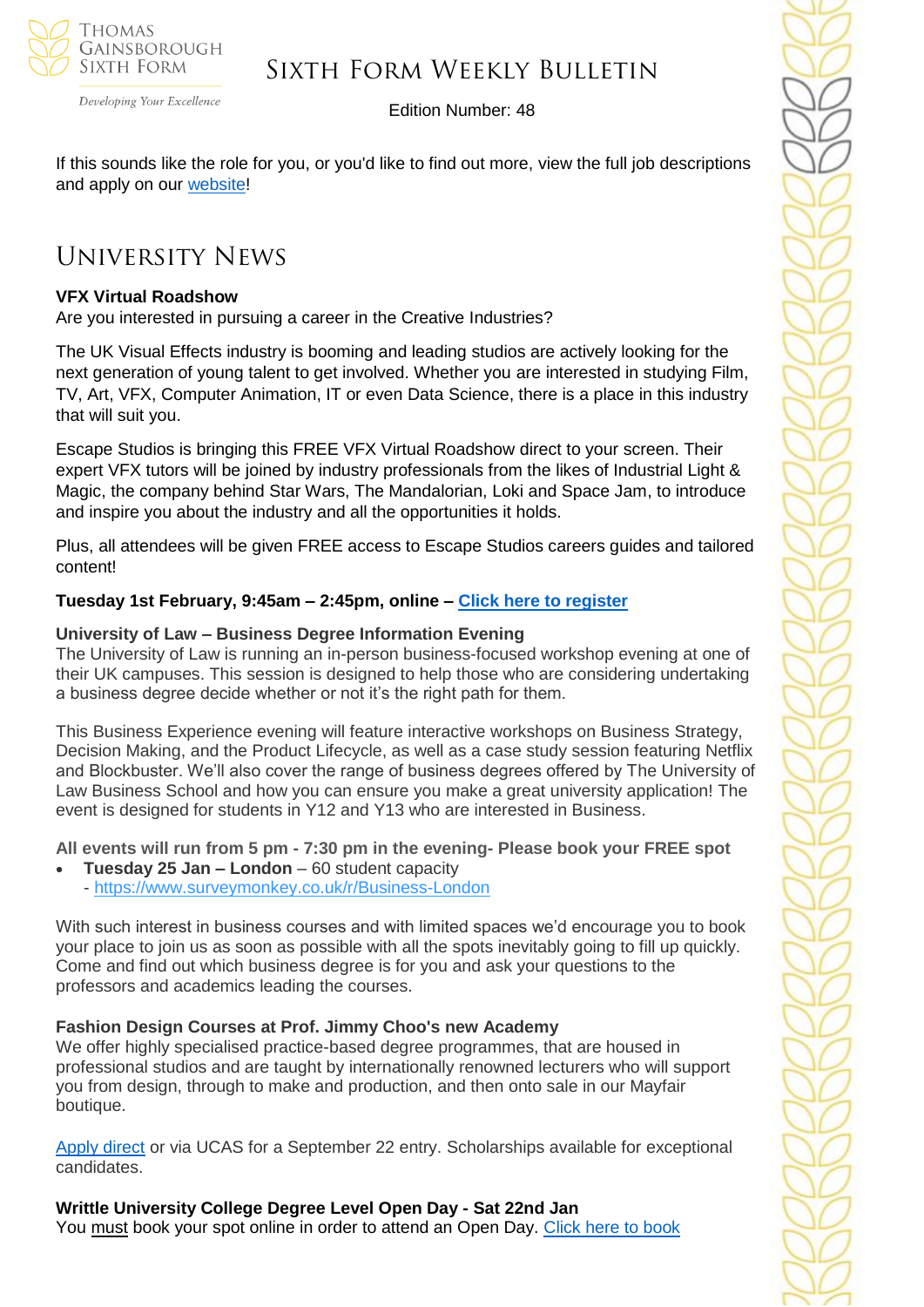If this sounds like the role for you, or you'd like to find out more, view the full job descriptions and apply on our [website](website)!

# University News

**VFX Virtual Roadshow**

Are you interested in pursuing a career in the Creative Industries?

The UK Visual Effects industry is booming and leading studios are actively looking for the next generation of young talent to get involved. Whether you are interested in studying Film, TV, Art, VFX, Computer Animation, IT or even Data Science, there is a place in this industry that will suit you.

Escape Studios is bringing this FREE VFX Virtual Roadshow direct to your screen. Their expert VFX tutors will be joined by industry professionals from the likes of Industrial Light & Magic, the company behind Star Wars, The Mandalorian, Loki and Space Jam, to introduce and inspire you about the industry and all the opportunities it holds.

Plus, all attendees will be given FREE access to Escape Studios careers guides and tailored content!

**Tuesday 1st February, 9:45am – 2:45pm, online – Click here to register**

**University of Law – Business Degree Information Evening**

The University of Law is running an in-person business-focused workshop evening at one of their UK campuses. This session is designed to help those who are considering undertaking a business degree decide whether or not it's the right path for them.

This Business Experience evening will feature interactive workshops on Business Strategy, Decision Making, and the Product Lifecycle, as well as a case study session featuring Netflix and Blockbuster. We'll also cover the range of business degrees offered by The University of Law Business School and how you can ensure you make a great university application! The event is designed for students in Y12 and Y13 who are interested in Business.

**All events will run from 5 pm - 7:30 pm in the evening- Please book your FREE spot**

- **Tuesday 25 Jan – London** – 60 student capacity
  - https://www.surveymonkey.co.uk/r/Business-London

With such interest in business courses and with limited spaces we'd encourage you to book your place to join us as soon as possible with all the spots inevitably going to fill up quickly. Come and find out which business degree is for you and ask your questions to the professors and academics leading the courses.

**Fashion Design Courses at Prof. Jimmy Choo's new Academy**

We offer highly specialised practice-based degree programmes, that are housed in professional studios and are taught by internationally renowned lecturers who will support you from design, through to make and production, and then onto sale in our Mayfair boutique.

Apply direct or via UCAS for a September 22 entry. Scholarships available for exceptional candidates.

**Writtle University College Degree Level Open Day - Sat 22nd Jan**

You must book your spot online in order to attend an Open Day. Click here to book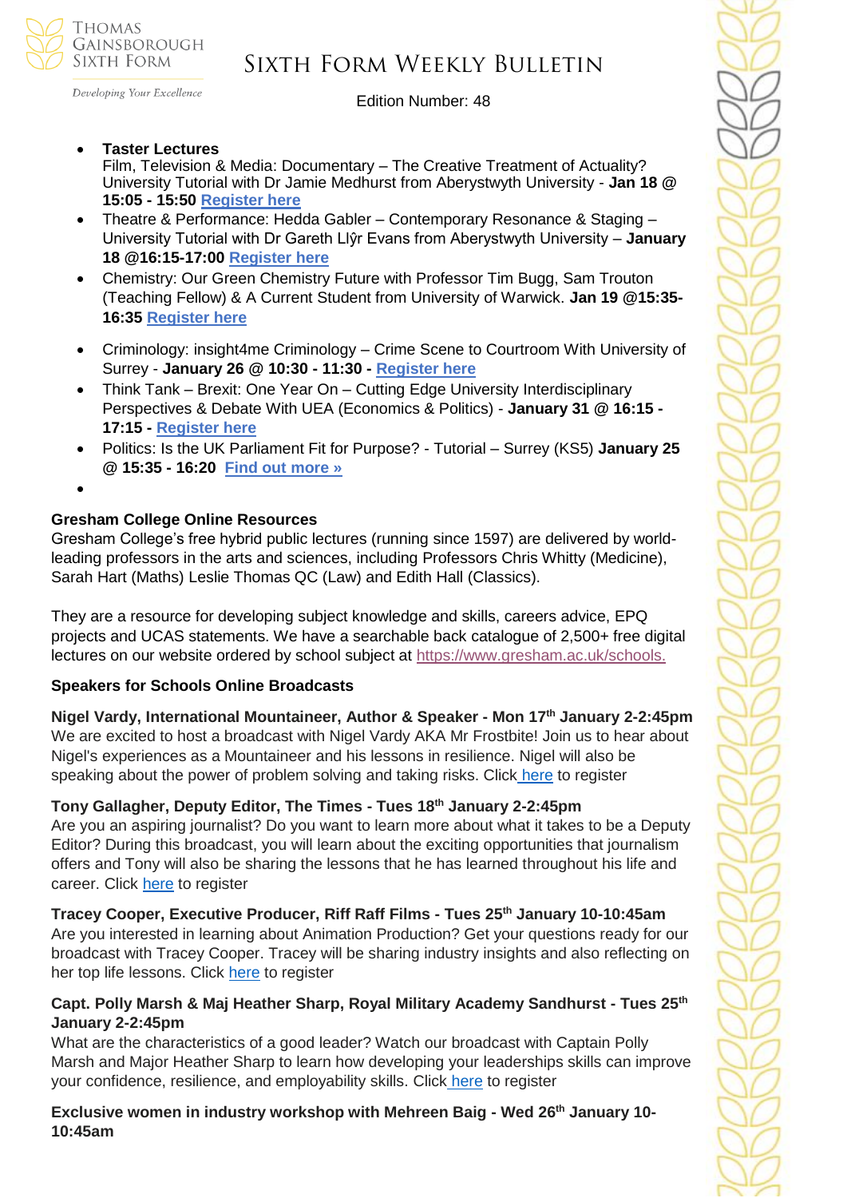- **Taster Lectures**
  Film, Television & Media: Documentary – The Creative Treatment of Actuality? University Tutorial with Dr Jamie Medhurst from Aberystwyth University - **Jan 18 @ 15:05 - 15:50** **Register here**
- Theatre & Performance: Hedda Gabler – Contemporary Resonance & Staging – University Tutorial with Dr Gareth Llŷr Evans from Aberystwyth University – **January 18 @16:15-17:00** **Register here**
- Chemistry: Our Green Chemistry Future with Professor Tim Bugg, Sam Trouton (Teaching Fellow) & A Current Student from University of Warwick. **Jan 19 @15:35-16:35** **Register here**
- Criminology: insight4me Criminology – Crime Scene to Courtroom With University of Surrey - **January 26 @ 10:30 - 11:30 -** **Register here**
- Think Tank – Brexit: One Year On – Cutting Edge University Interdisciplinary Perspectives & Debate With UEA (Economics & Politics) - **January 31 @ 16:15 - 17:15 -** **Register here**
- Politics: Is the UK Parliament Fit for Purpose? - Tutorial – Surrey (KS5) **January 25 @ 15:35 - 16:20** **Find out more »**

**Gresham College Online Resources**

Gresham College's free hybrid public lectures (running since 1597) are delivered by world-leading professors in the arts and sciences, including Professors Chris Whitty (Medicine), Sarah Hart (Maths) Leslie Thomas QC (Law) and Edith Hall (Classics).

They are a resource for developing subject knowledge and skills, careers advice, EPQ projects and UCAS statements. We have a searchable back catalogue of 2,500+ free digital lectures on our website ordered by school subject at https://www.gresham.ac.uk/schools.

**Speakers for Schools Online Broadcasts**

**Nigel Vardy, International Mountaineer, Author & Speaker - Mon 17th January 2-2:45pm**
We are excited to host a broadcast with Nigel Vardy AKA Mr Frostbite! Join us to hear about Nigel's experiences as a Mountaineer and his lessons in resilience. Nigel will also be speaking about the power of problem solving and taking risks. Click here to register

**Tony Gallagher, Deputy Editor, The Times - Tues 18th January 2-2:45pm**
Are you an aspiring journalist? Do you want to learn more about what it takes to be a Deputy Editor? During this broadcast, you will learn about the exciting opportunities that journalism offers and Tony will also be sharing the lessons that he has learned throughout his life and career. Click here to register

**Tracey Cooper, Executive Producer, Riff Raff Films - Tues 25th January 10-10:45am**
Are you interested in learning about Animation Production? Get your questions ready for our broadcast with Tracey Cooper. Tracey will be sharing industry insights and also reflecting on her top life lessons. Click here to register

**Capt. Polly Marsh & Maj Heather Sharp, Royal Military Academy Sandhurst - Tues 25th January 2-2:45pm**
What are the characteristics of a good leader? Watch our broadcast with Captain Polly Marsh and Major Heather Sharp to learn how developing your leaderships skills can improve your confidence, resilience, and employability skills. Click here to register

**Exclusive women in industry workshop with Mehreen Baig - Wed 26th January 10-10:45am**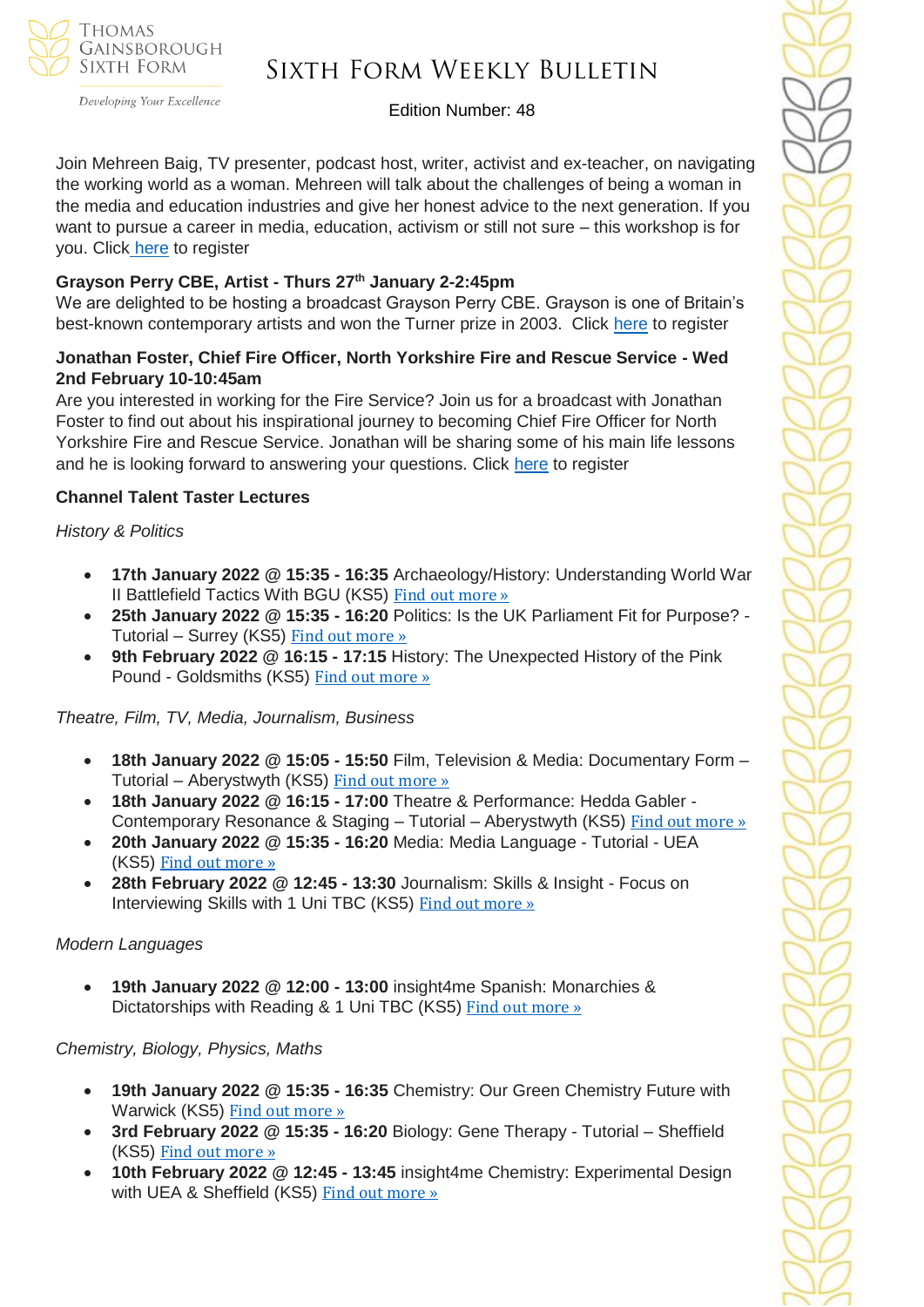Join Mehreen Baig, TV presenter, podcast host, writer, activist and ex-teacher, on navigating the working world as a woman. Mehreen will talk about the challenges of being a woman in the media and education industries and give her honest advice to the next generation. If you want to pursue a career in media, education, activism or still not sure – this workshop is for you. Click here to register

**Grayson Perry CBE, Artist - Thurs 27th January 2-2:45pm**

We are delighted to be hosting a broadcast Grayson Perry CBE. Grayson is one of Britain's best-known contemporary artists and won the Turner prize in 2003. Click here to register

**Jonathan Foster, Chief Fire Officer, North Yorkshire Fire and Rescue Service - Wed 2nd February 10-10:45am**

Are you interested in working for the Fire Service? Join us for a broadcast with Jonathan Foster to find out about his inspirational journey to becoming Chief Fire Officer for North Yorkshire Fire and Rescue Service. Jonathan will be sharing some of his main life lessons and he is looking forward to answering your questions. Click here to register

**Channel Talent Taster Lectures**

*History & Politics*

- **17th January 2022 @ 15:35 - 16:35** Archaeology/History: Understanding World War II Battlefield Tactics With BGU (KS5) Find out more »
- **25th January 2022 @ 15:35 - 16:20** Politics: Is the UK Parliament Fit for Purpose? - Tutorial – Surrey (KS5) Find out more »
- **9th February 2022 @ 16:15 - 17:15** History: The Unexpected History of the Pink Pound - Goldsmiths (KS5) Find out more »

*Theatre, Film, TV, Media, Journalism, Business*

- **18th January 2022 @ 15:05 - 15:50** Film, Television & Media: Documentary Form – Tutorial – Aberystwyth (KS5) Find out more »
- **18th January 2022 @ 16:15 - 17:00** Theatre & Performance: Hedda Gabler - Contemporary Resonance & Staging – Tutorial – Aberystwyth (KS5) Find out more »
- **20th January 2022 @ 15:35 - 16:20** Media: Media Language - Tutorial - UEA (KS5) Find out more »
- **28th February 2022 @ 12:45 - 13:30** Journalism: Skills & Insight - Focus on Interviewing Skills with 1 Uni TBC (KS5) Find out more »

*Modern Languages*

- **19th January 2022 @ 12:00 - 13:00** insight4me Spanish: Monarchies & Dictatorships with Reading & 1 Uni TBC (KS5) Find out more »

*Chemistry, Biology, Physics, Maths*

- **19th January 2022 @ 15:35 - 16:35** Chemistry: Our Green Chemistry Future with Warwick (KS5) Find out more »
- **3rd February 2022 @ 15:35 - 16:20** Biology: Gene Therapy - Tutorial – Sheffield (KS5) Find out more »
- **10th February 2022 @ 12:45 - 13:45** insight4me Chemistry: Experimental Design with UEA & Sheffield (KS5) Find out more »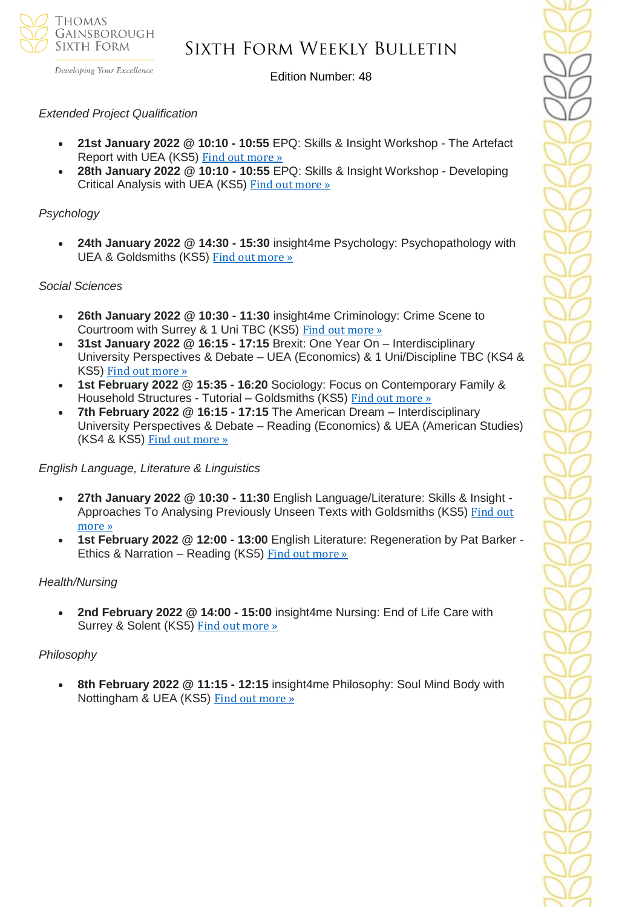*Extended Project Qualification*

- **21st January 2022 @ 10:10 - 10:55** EPQ: Skills & Insight Workshop - The Artefact Report with UEA (KS5) Find out more »
- **28th January 2022 @ 10:10 - 10:55** EPQ: Skills & Insight Workshop - Developing Critical Analysis with UEA (KS5) Find out more »

*Psychology*

- **24th January 2022 @ 14:30 - 15:30** insight4me Psychology: Psychopathology with UEA & Goldsmiths (KS5) Find out more »

*Social Sciences*

- **26th January 2022 @ 10:30 - 11:30** insight4me Criminology: Crime Scene to Courtroom with Surrey & 1 Uni TBC (KS5) Find out more »
- **31st January 2022 @ 16:15 - 17:15** Brexit: One Year On – Interdisciplinary University Perspectives & Debate – UEA (Economics) & 1 Uni/Discipline TBC (KS4 & KS5) Find out more »
- **1st February 2022 @ 15:35 - 16:20** Sociology: Focus on Contemporary Family & Household Structures - Tutorial – Goldsmiths (KS5) Find out more »
- **7th February 2022 @ 16:15 - 17:15** The American Dream – Interdisciplinary University Perspectives & Debate – Reading (Economics) & UEA (American Studies) (KS4 & KS5) Find out more »

*English Language, Literature & Linguistics*

- **27th January 2022 @ 10:30 - 11:30** English Language/Literature: Skills & Insight - Approaches To Analysing Previously Unseen Texts with Goldsmiths (KS5) Find out more »
- **1st February 2022 @ 12:00 - 13:00** English Literature: Regeneration by Pat Barker - Ethics & Narration – Reading (KS5) Find out more »

*Health/Nursing*

- **2nd February 2022 @ 14:00 - 15:00** insight4me Nursing: End of Life Care with Surrey & Solent (KS5) Find out more »

*Philosophy*

- **8th February 2022 @ 11:15 - 12:15** insight4me Philosophy: Soul Mind Body with Nottingham & UEA (KS5) Find out more »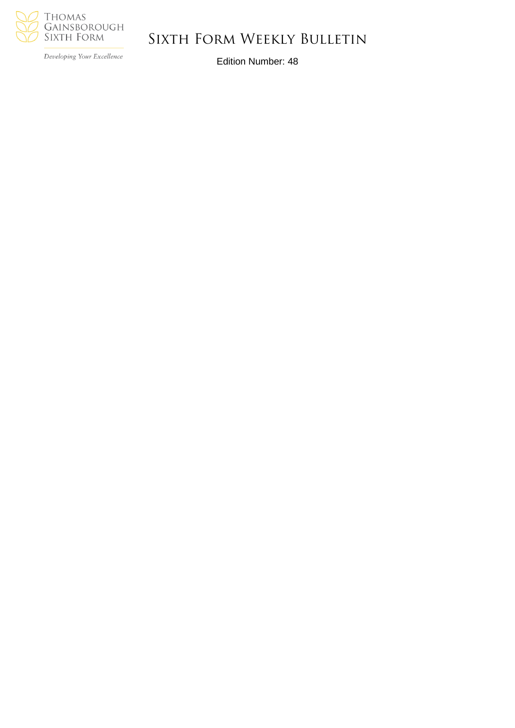Thomas Gainsborough Sixth Form

*Developing Your Excellence*

# Sixth Form Weekly Bulletin

Edition Number: 48